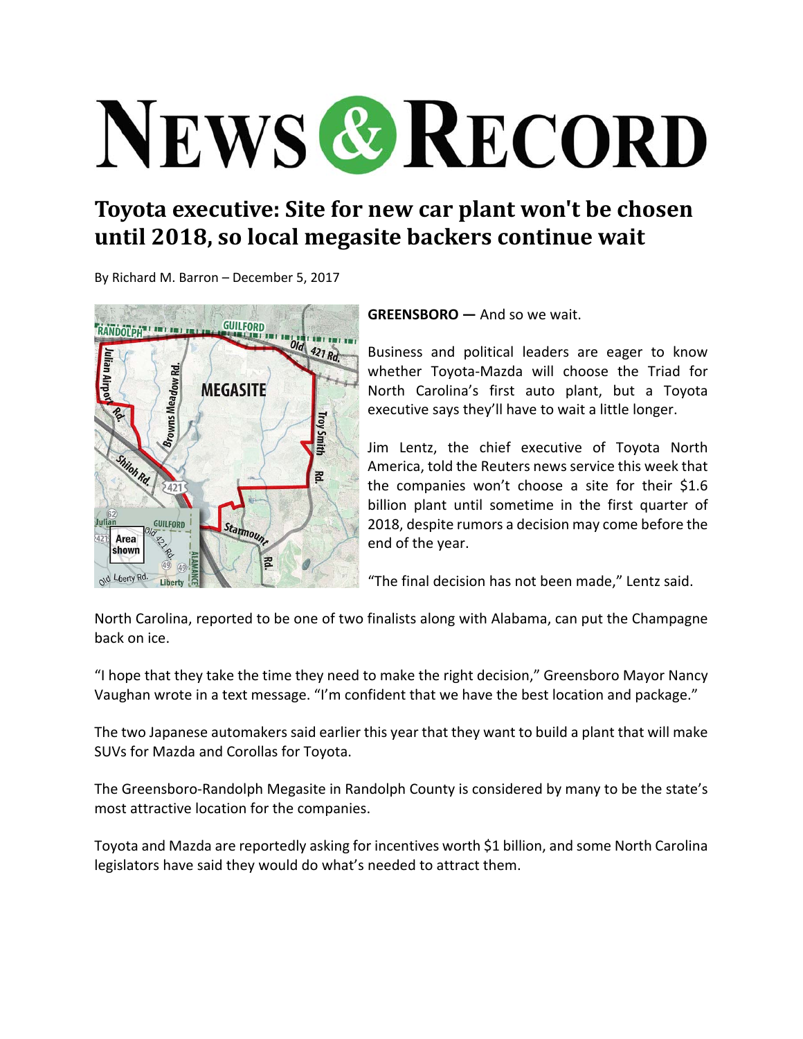# NEWS & RECORD

## Toyota executive: Site for new car plant won't be chosen until 2018, so local megasite backers continue wait

By Richard M. Barron – December 5, 2017

**GREENSBORO —** And so we wait.

Business and political leaders are eager to know whether Toyota-Mazda will choose the Triad for North Carolina's first auto plant, but a Toyota executive says they'll have to wait a little longer.

Jim Lentz, the chief executive of Toyota North America, told the Reuters news service this week that the companies won't choose a site for their $1.6 billion plant until sometime in the first quarter of 2018, despite rumors a decision may come before the end of the year.

"The final decision has not been made," Lentz said.

North Carolina, reported to be one of two finalists along with Alabama, can put the Champagne back on ice.

"I hope that they take the time they need to make the right decision," Greensboro Mayor Nancy Vaughan wrote in a text message. "I'm confident that we have the best location and package."

The two Japanese automakers said earlier this year that they want to build a plant that will make SUVs for Mazda and Corollas for Toyota.

The Greensboro-Randolph Megasite in Randolph County is considered by many to be the state's most attractive location for the companies.

Toyota and Mazda are reportedly asking for incentives worth $1 billion, and some North Carolina legislators have said they would do what's needed to attract them.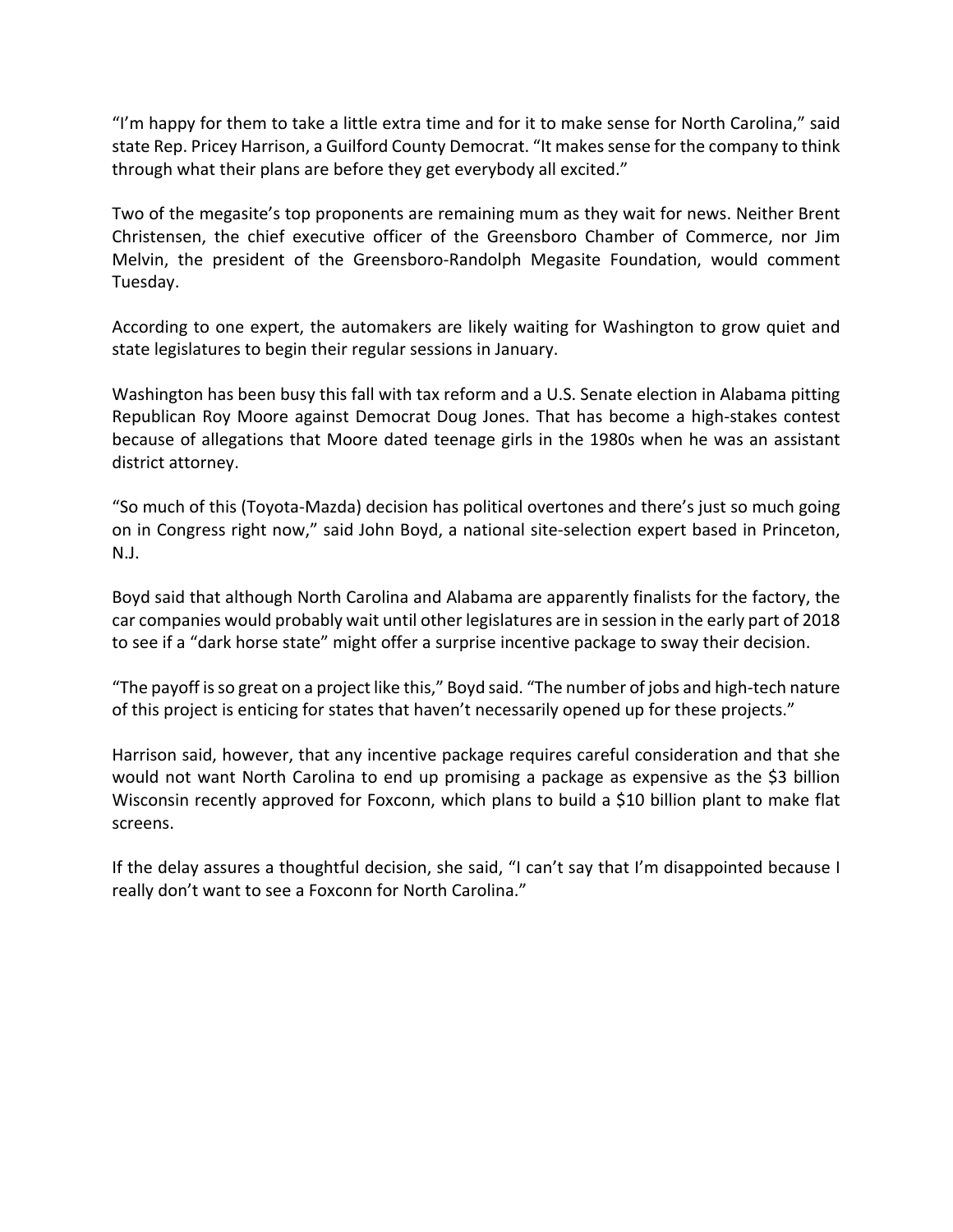"I'm happy for them to take a little extra time and for it to make sense for North Carolina," said state Rep. Pricey Harrison, a Guilford County Democrat. "It makes sense for the company to think through what their plans are before they get everybody all excited."

Two of the megasite's top proponents are remaining mum as they wait for news. Neither Brent Christensen, the chief executive officer of the Greensboro Chamber of Commerce, nor Jim Melvin, the president of the Greensboro-Randolph Megasite Foundation, would comment Tuesday.

According to one expert, the automakers are likely waiting for Washington to grow quiet and state legislatures to begin their regular sessions in January.

Washington has been busy this fall with tax reform and a U.S. Senate election in Alabama pitting Republican Roy Moore against Democrat Doug Jones. That has become a high-stakes contest because of allegations that Moore dated teenage girls in the 1980s when he was an assistant district attorney.

"So much of this (Toyota-Mazda) decision has political overtones and there's just so much going on in Congress right now," said John Boyd, a national site-selection expert based in Princeton, N.J.

Boyd said that although North Carolina and Alabama are apparently finalists for the factory, the car companies would probably wait until other legislatures are in session in the early part of 2018 to see if a "dark horse state" might offer a surprise incentive package to sway their decision.

"The payoff is so great on a project like this," Boyd said. "The number of jobs and high-tech nature of this project is enticing for states that haven't necessarily opened up for these projects."

Harrison said, however, that any incentive package requires careful consideration and that she would not want North Carolina to end up promising a package as expensive as the $3 billion Wisconsin recently approved for Foxconn, which plans to build a $10 billion plant to make flat screens.

If the delay assures a thoughtful decision, she said, "I can't say that I'm disappointed because I really don't want to see a Foxconn for North Carolina."